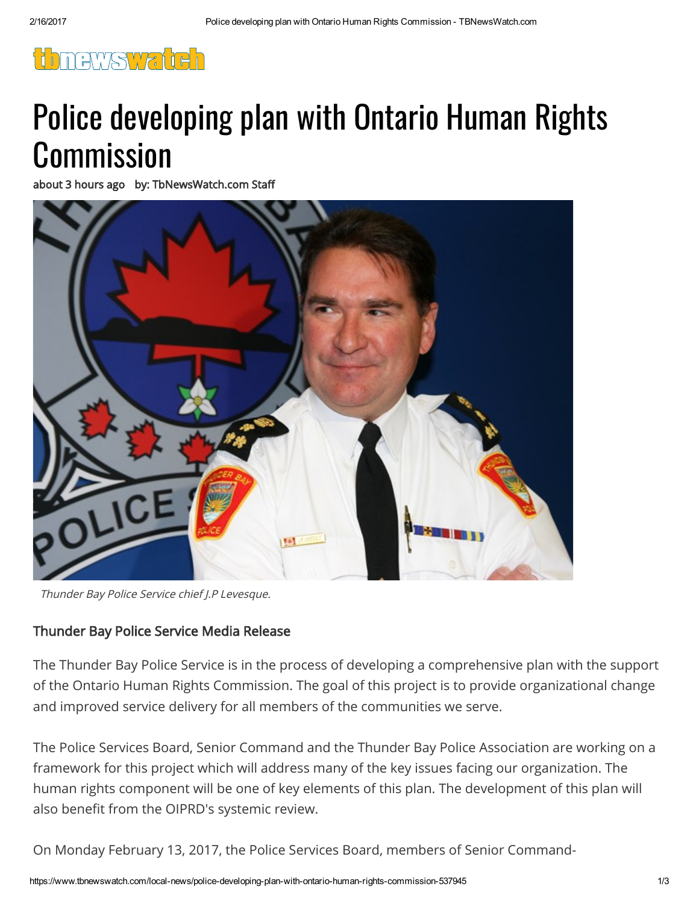tbnewswatch

# Police developing plan with Ontario Human Rights Commission

about 3 hours ago by: TbNewsWatch.com Staff

*Thunder Bay Police Service chief J.P Levesque.*

### Thunder Bay Police Service Media Release

The Thunder Bay Police Service is in the process of developing a comprehensive plan with the support of the Ontario Human Rights Commission. The goal of this project is to provide organizational change and improved service delivery for all members of the communities we serve.

The Police Services Board, Senior Command and the Thunder Bay Police Association are working on a framework for this project which will address many of the key issues facing our organization. The human rights component will be one of key elements of this plan. The development of this plan will also benefit from the OIPRD's systemic review.

On Monday February 13, 2017, the Police Services Board, members of Senior Command-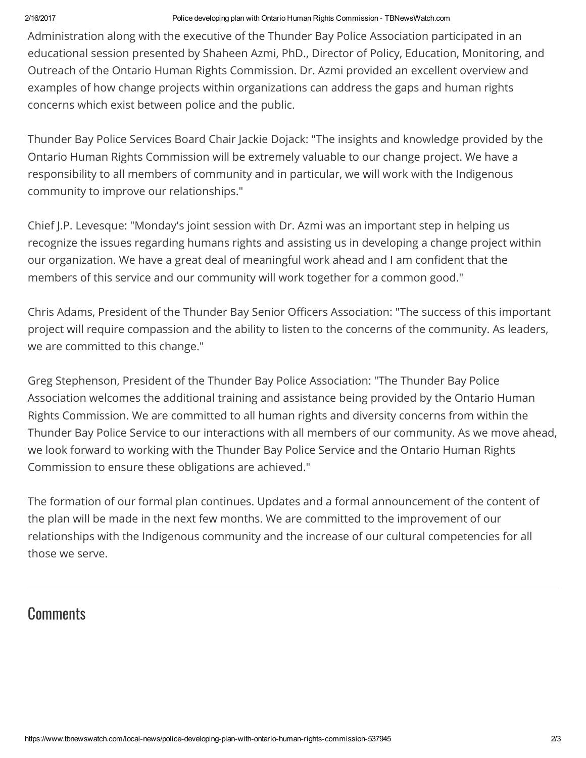Administration along with the executive of the Thunder Bay Police Association participated in an educational session presented by Shaheen Azmi, PhD., Director of Policy, Education, Monitoring, and Outreach of the Ontario Human Rights Commission. Dr. Azmi provided an excellent overview and examples of how change projects within organizations can address the gaps and human rights concerns which exist between police and the public.

Thunder Bay Police Services Board Chair Jackie Dojack: "The insights and knowledge provided by the Ontario Human Rights Commission will be extremely valuable to our change project. We have a responsibility to all members of community and in particular, we will work with the Indigenous community to improve our relationships."

Chief J.P. Levesque: "Monday's joint session with Dr. Azmi was an important step in helping us recognize the issues regarding humans rights and assisting us in developing a change project within our organization. We have a great deal of meaningful work ahead and I am confident that the members of this service and our community will work together for a common good."

Chris Adams, President of the Thunder Bay Senior Officers Association: "The success of this important project will require compassion and the ability to listen to the concerns of the community. As leaders, we are committed to this change."

Greg Stephenson, President of the Thunder Bay Police Association: "The Thunder Bay Police Association welcomes the additional training and assistance being provided by the Ontario Human Rights Commission. We are committed to all human rights and diversity concerns from within the Thunder Bay Police Service to our interactions with all members of our community. As we move ahead, we look forward to working with the Thunder Bay Police Service and the Ontario Human Rights Commission to ensure these obligations are achieved."

The formation of our formal plan continues. Updates and a formal announcement of the content of the plan will be made in the next few months. We are committed to the improvement of our relationships with the Indigenous community and the increase of our cultural competencies for all those we serve.

## Comments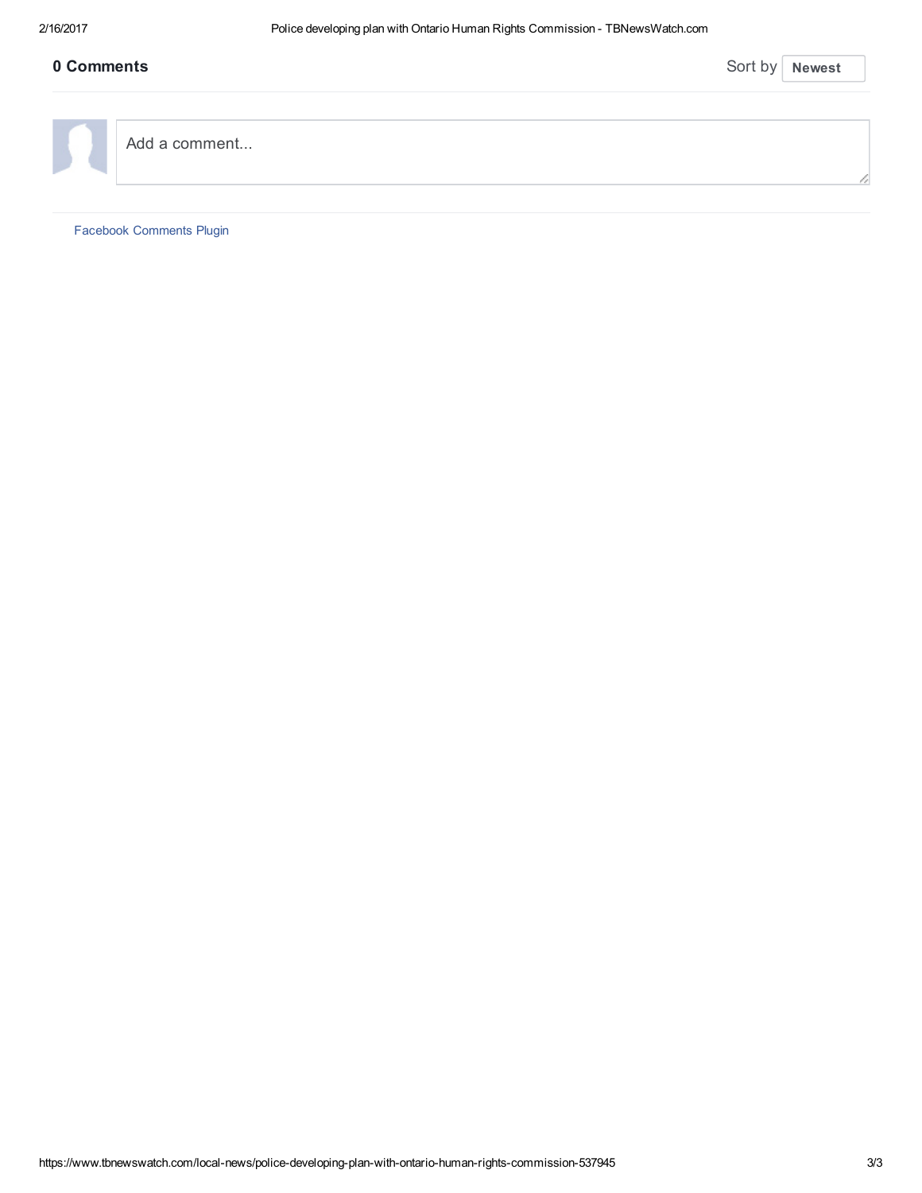## 0 Comments

Sort by Newest

Add a comment...

Facebook Comments Plugin